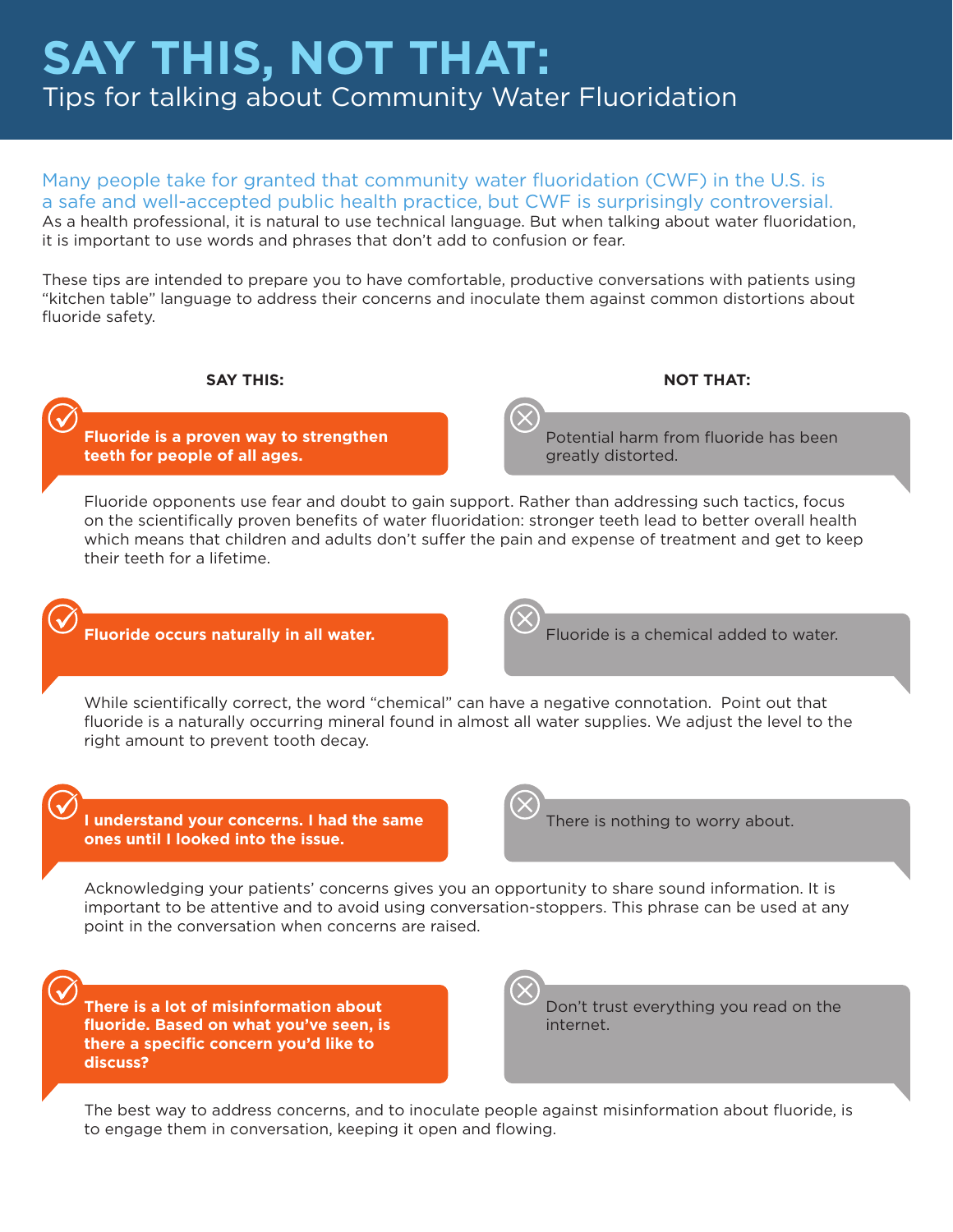# SAY THIS, NOT THAT:

## Tips for talking about Community Water Fluoridation

Many people take for granted that community water fluoridation (CWF) in the U.S. is a safe and well-accepted public health practice, but CWF is surprisingly controversial.

As a health professional, it is natural to use technical language. But when talking about water fluoridation, it is important to use words and phrases that don't add to confusion or fear.

These tips are intended to prepare you to have comfortable, productive conversations with patients using "kitchen table" language to address their concerns and inoculate them against common distortions about fluoride safety.

| SAY THIS: | NOT THAT: |
| --- | --- |
| **Fluoride is a proven way to strengthen teeth for people of all ages.** | Potential harm from fluoride has been greatly distorted. |

Fluoride opponents use fear and doubt to gain support. Rather than addressing such tactics, focus on the scientifically proven benefits of water fluoridation: stronger teeth lead to better overall health which means that children and adults don't suffer the pain and expense of treatment and get to keep their teeth for a lifetime.

| SAY THIS: | NOT THAT: |
| --- | --- |
| **Fluoride occurs naturally in all water.** | Fluoride is a chemical added to water. |

While scientifically correct, the word "chemical" can have a negative connotation. Point out that fluoride is a naturally occurring mineral found in almost all water supplies. We adjust the level to the right amount to prevent tooth decay.

| SAY THIS: | NOT THAT: |
| --- | --- |
| **I understand your concerns. I had the same ones until I looked into the issue.** | There is nothing to worry about. |

Acknowledging your patients' concerns gives you an opportunity to share sound information. It is important to be attentive and to avoid using conversation-stoppers. This phrase can be used at any point in the conversation when concerns are raised.

| SAY THIS: | NOT THAT: |
| --- | --- |
| **There is a lot of misinformation about fluoride. Based on what you've seen, is there a specific concern you'd like to discuss?** | Don't trust everything you read on the internet. |

The best way to address concerns, and to inoculate people against misinformation about fluoride, is to engage them in conversation, keeping it open and flowing.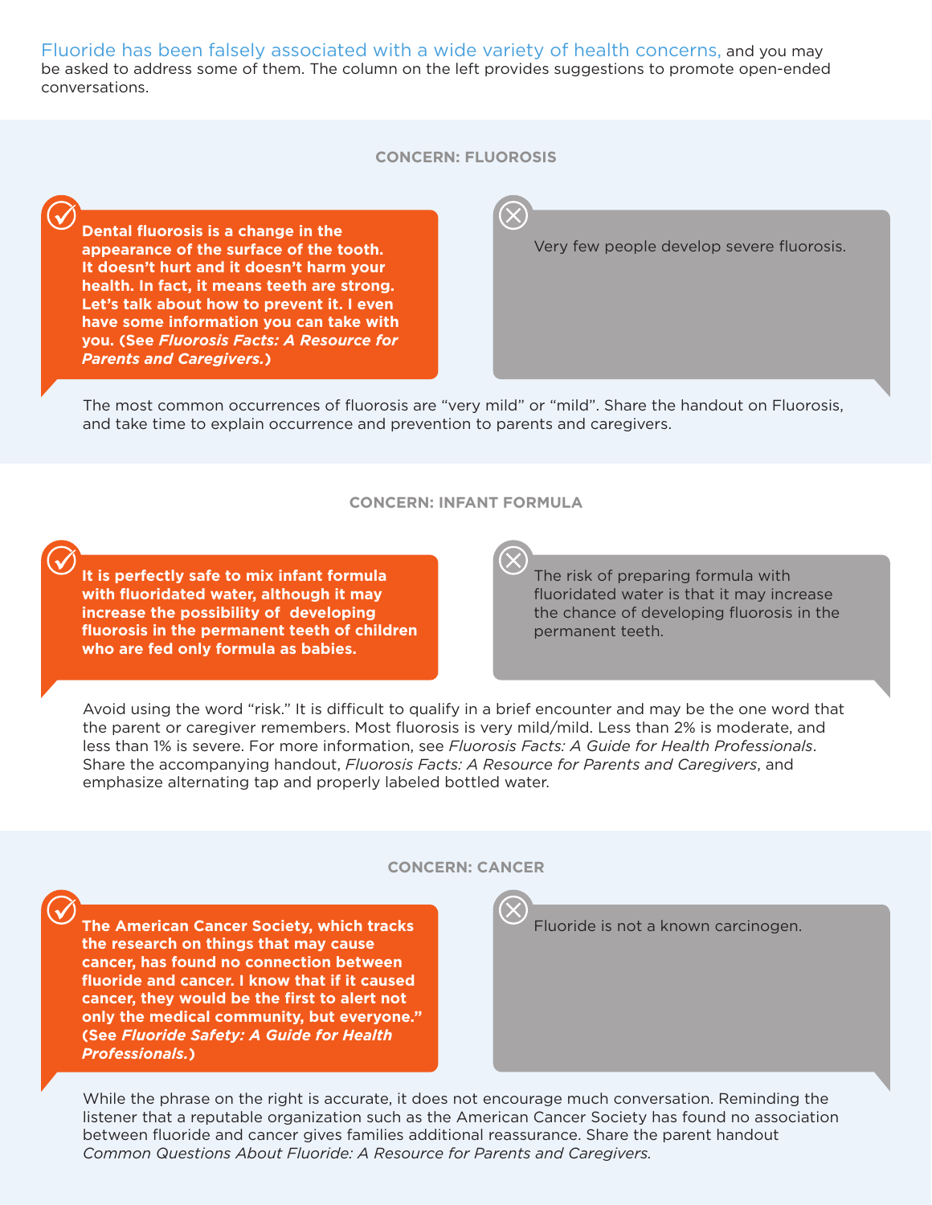Fluoride has been falsely associated with a wide variety of health concerns, and you may be asked to address some of them. The column on the left provides suggestions to promote open-ended conversations.

## CONCERN: FLUOROSIS

✓ **Dental fluorosis is a change in the appearance of the surface of the tooth. It doesn't hurt and it doesn't harm your health. In fact, it means teeth are strong. Let's talk about how to prevent it. I even have some information you can take with you. (See *Fluorosis Facts: A Resource for Parents and Caregivers*.)**

✗ Very few people develop severe fluorosis.

The most common occurrences of fluorosis are "very mild" or "mild". Share the handout on Fluorosis, and take time to explain occurrence and prevention to parents and caregivers.

## CONCERN: INFANT FORMULA

✓ **It is perfectly safe to mix infant formula with fluoridated water, although it may increase the possibility of developing fluorosis in the permanent teeth of children who are fed only formula as babies.**

✗ The risk of preparing formula with fluoridated water is that it may increase the chance of developing fluorosis in the permanent teeth.

Avoid using the word "risk." It is difficult to qualify in a brief encounter and may be the one word that the parent or caregiver remembers. Most fluorosis is very mild/mild. Less than 2% is moderate, and less than 1% is severe. For more information, see *Fluorosis Facts: A Guide for Health Professionals*. Share the accompanying handout, *Fluorosis Facts: A Resource for Parents and Caregivers*, and emphasize alternating tap and properly labeled bottled water.

## CONCERN: CANCER

✓ **The American Cancer Society, which tracks the research on things that may cause cancer, has found no connection between fluoride and cancer. I know that if it caused cancer, they would be the first to alert not only the medical community, but everyone." (See *Fluoride Safety: A Guide for Health Professionals*.)**

✗ Fluoride is not a known carcinogen.

While the phrase on the right is accurate, it does not encourage much conversation. Reminding the listener that a reputable organization such as the American Cancer Society has found no association between fluoride and cancer gives families additional reassurance. Share the parent handout *Common Questions About Fluoride: A Resource for Parents and Caregivers.*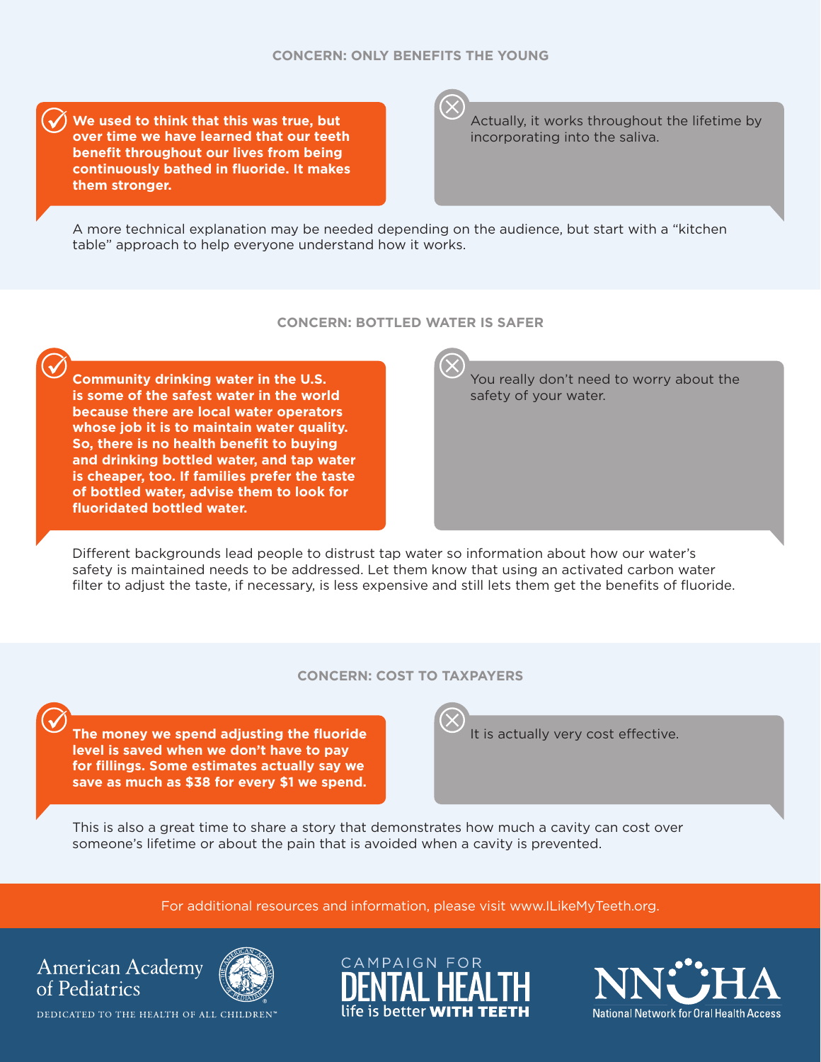## CONCERN: ONLY BENEFITS THE YOUNG

✓ **We used to think that this was true, but over time we have learned that our teeth benefit throughout our lives from being continuously bathed in fluoride. It makes them stronger.**

✗ Actually, it works throughout the lifetime by incorporating into the saliva.

A more technical explanation may be needed depending on the audience, but start with a "kitchen table" approach to help everyone understand how it works.

## CONCERN: BOTTLED WATER IS SAFER

✓ **Community drinking water in the U.S. is some of the safest water in the world because there are local water operators whose job it is to maintain water quality. So, there is no health benefit to buying and drinking bottled water, and tap water is cheaper, too. If families prefer the taste of bottled water, advise them to look for fluoridated bottled water.**

✗ You really don't need to worry about the safety of your water.

Different backgrounds lead people to distrust tap water so information about how our water's safety is maintained needs to be addressed. Let them know that using an activated carbon water filter to adjust the taste, if necessary, is less expensive and still lets them get the benefits of fluoride.

## CONCERN: COST TO TAXPAYERS

✓ **The money we spend adjusting the fluoride level is saved when we don't have to pay for fillings. Some estimates actually say we save as much as $38 for every $1 we spend.**

✗ It is actually very cost effective.

This is also a great time to share a story that demonstrates how much a cavity can cost over someone's lifetime or about the pain that is avoided when a cavity is prevented.

For additional resources and information, please visit www.ILikeMyTeeth.org.

American Academy of Pediatrics
DEDICATED TO THE HEALTH OF ALL CHILDREN™

CAMPAIGN FOR DENTAL HEALTH
life is better **WITH TEETH**

NNOHA
National Network for Oral Health Access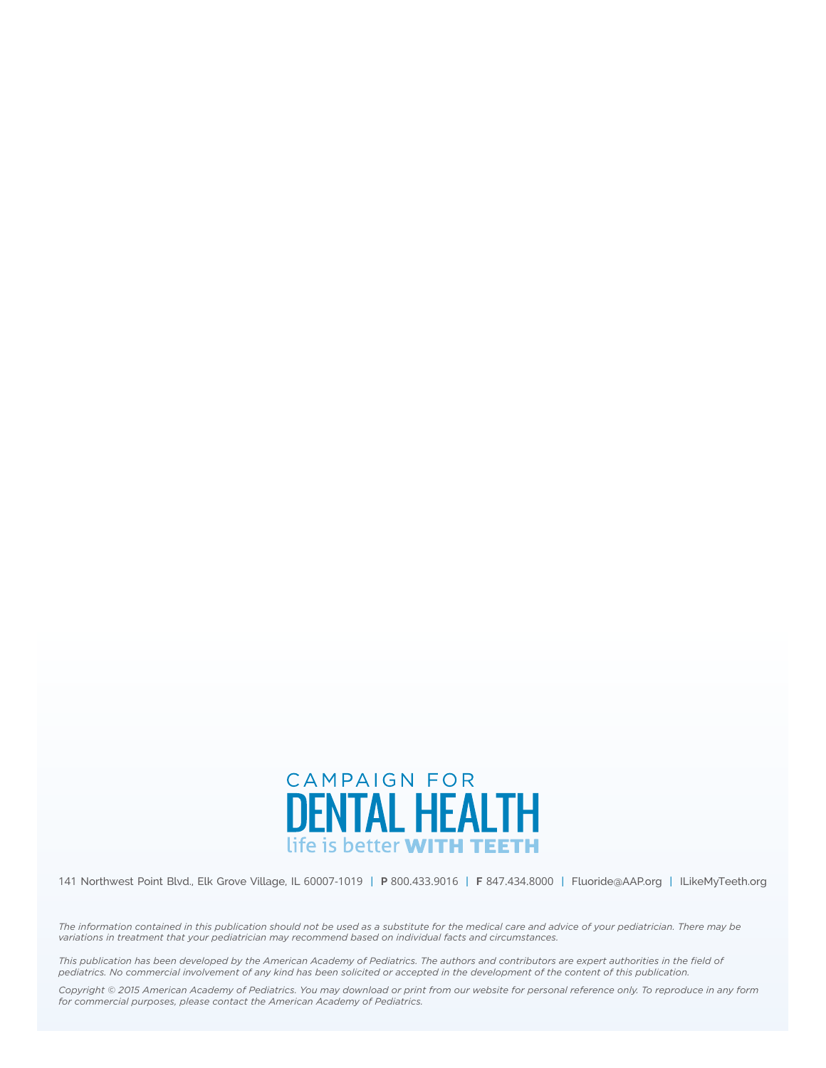CAMPAIGN FOR

**DENTAL HEALTH**

life is better **WITH TEETH**

141 Northwest Point Blvd., Elk Grove Village, IL 60007-1019 | **P** 800.433.9016 | **F** 847.434.8000 | Fluoride@AAP.org | ILikeMyTeeth.org

*The information contained in this publication should not be used as a substitute for the medical care and advice of your pediatrician. There may be variations in treatment that your pediatrician may recommend based on individual facts and circumstances.*

*This publication has been developed by the American Academy of Pediatrics. The authors and contributors are expert authorities in the field of pediatrics. No commercial involvement of any kind has been solicited or accepted in the development of the content of this publication.*

*Copyright © 2015 American Academy of Pediatrics. You may download or print from our website for personal reference only. To reproduce in any form for commercial purposes, please contact the American Academy of Pediatrics.*